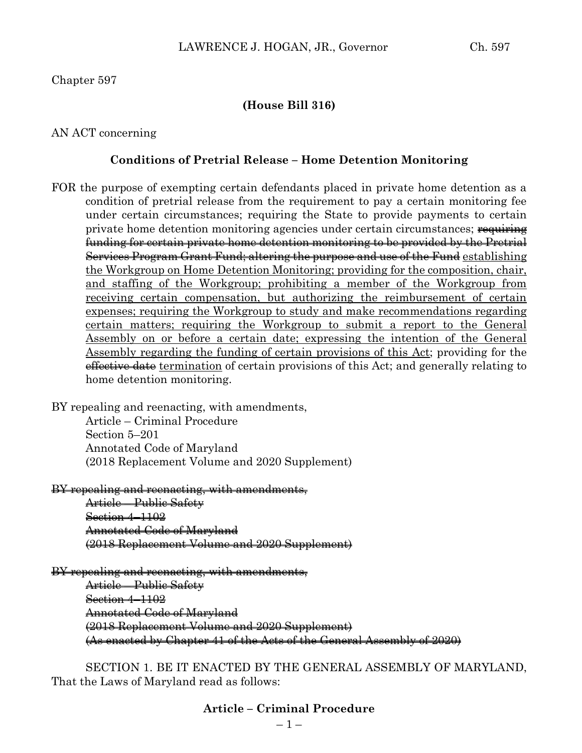Chapter 597

**(House Bill 316)**

AN ACT concerning

**Conditions of Pretrial Release – Home Detention Monitoring**

FOR the purpose of exempting certain defendants placed in private home detention as a condition of pretrial release from the requirement to pay a certain monitoring fee under certain circumstances; requiring the State to provide payments to certain private home detention monitoring agencies under certain circumstances; ~~requiring funding for certain private home detention monitoring to be provided by the Pretrial Services Program Grant Fund; altering the purpose and use of the Fund~~ <u>establishing the Workgroup on Home Detention Monitoring; providing for the composition, chair, and staffing of the Workgroup; prohibiting a member of the Workgroup from receiving certain compensation, but authorizing the reimbursement of certain expenses; requiring the Workgroup to study and make recommendations regarding certain matters; requiring the Workgroup to submit a report to the General Assembly on or before a certain date; expressing the intention of the General Assembly regarding the funding of certain provisions of this Act</u>; providing for the ~~effective date~~ <u>termination</u> of certain provisions of this Act; and generally relating to home detention monitoring.

BY repealing and reenacting, with amendments,
Article – Criminal Procedure
Section 5–201
Annotated Code of Maryland
(2018 Replacement Volume and 2020 Supplement)

~~BY repealing and reenacting, with amendments,~~
~~Article – Public Safety~~
~~Section 4–1102~~
~~Annotated Code of Maryland~~
~~(2018 Replacement Volume and 2020 Supplement)~~

~~BY repealing and reenacting, with amendments,~~
~~Article – Public Safety~~
~~Section 4–1102~~
~~Annotated Code of Maryland~~
~~(2018 Replacement Volume and 2020 Supplement)~~
~~(As enacted by Chapter 41 of the Acts of the General Assembly of 2020)~~

SECTION 1. BE IT ENACTED BY THE GENERAL ASSEMBLY OF MARYLAND, That the Laws of Maryland read as follows:

**Article – Criminal Procedure**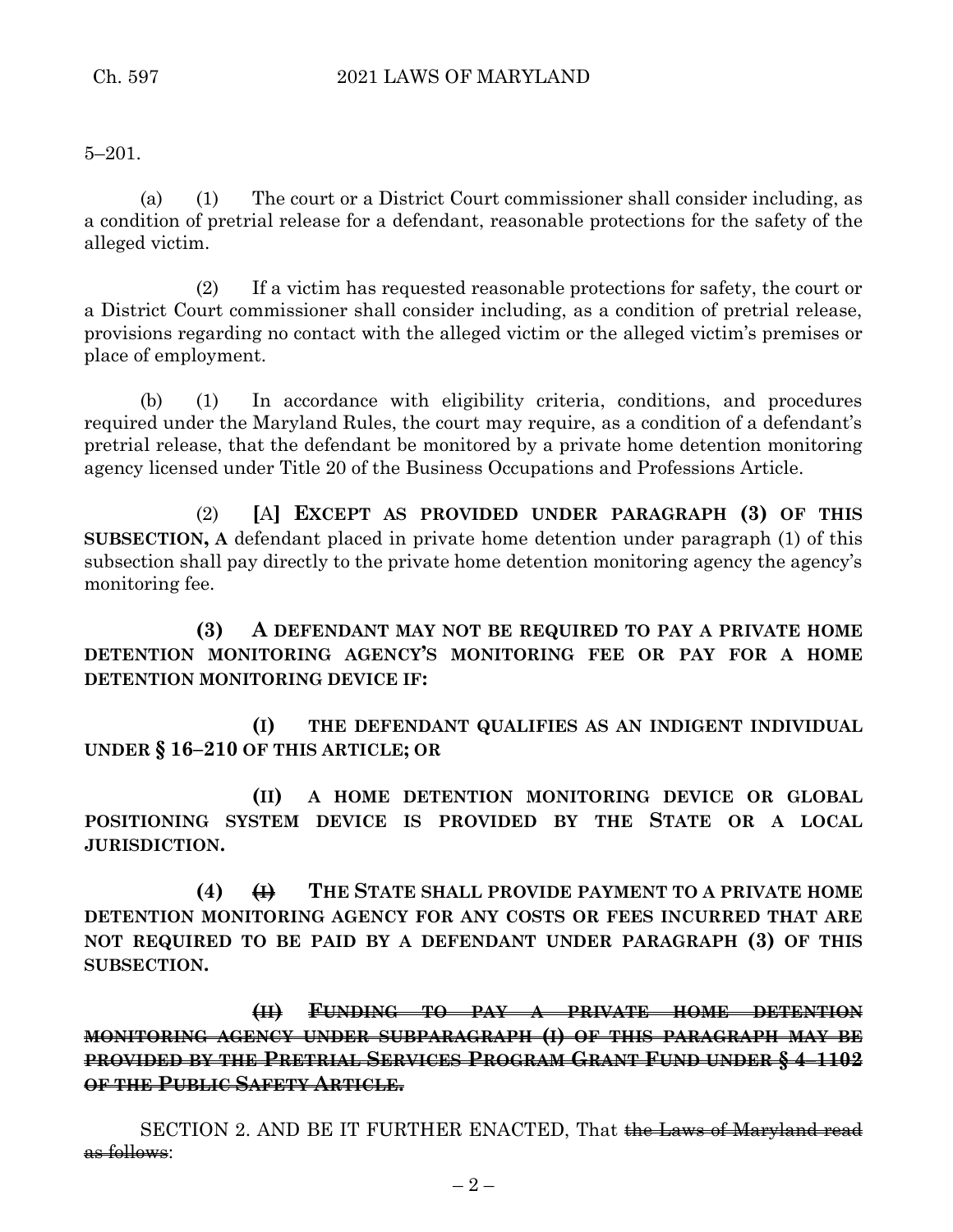5–201.

(a) (1) The court or a District Court commissioner shall consider including, as a condition of pretrial release for a defendant, reasonable protections for the safety of the alleged victim.

(2) If a victim has requested reasonable protections for safety, the court or a District Court commissioner shall consider including, as a condition of pretrial release, provisions regarding no contact with the alleged victim or the alleged victim's premises or place of employment.

(b) (1) In accordance with eligibility criteria, conditions, and procedures required under the Maryland Rules, the court may require, as a condition of a defendant's pretrial release, that the defendant be monitored by a private home detention monitoring agency licensed under Title 20 of the Business Occupations and Professions Article.

(2) **[**A**] EXCEPT AS PROVIDED UNDER PARAGRAPH (3) OF THIS SUBSECTION, A** defendant placed in private home detention under paragraph (1) of this subsection shall pay directly to the private home detention monitoring agency the agency's monitoring fee.

**(3) A DEFENDANT MAY NOT BE REQUIRED TO PAY A PRIVATE HOME DETENTION MONITORING AGENCY'S MONITORING FEE OR PAY FOR A HOME DETENTION MONITORING DEVICE IF:**

**(I) THE DEFENDANT QUALIFIES AS AN INDIGENT INDIVIDUAL UNDER § 16–210 OF THIS ARTICLE; OR**

**(II) A HOME DETENTION MONITORING DEVICE OR GLOBAL POSITIONING SYSTEM DEVICE IS PROVIDED BY THE STATE OR A LOCAL JURISDICTION.**

**(4)** ~~**(I)**~~ **THE STATE SHALL PROVIDE PAYMENT TO A PRIVATE HOME DETENTION MONITORING AGENCY FOR ANY COSTS OR FEES INCURRED THAT ARE NOT REQUIRED TO BE PAID BY A DEFENDANT UNDER PARAGRAPH (3) OF THIS SUBSECTION.**

~~**(II) FUNDING TO PAY A PRIVATE HOME DETENTION MONITORING AGENCY UNDER SUBPARAGRAPH (I) OF THIS PARAGRAPH MAY BE PROVIDED BY THE PRETRIAL SERVICES PROGRAM GRANT FUND UNDER § 4–1102 OF THE PUBLIC SAFETY ARTICLE.**~~

SECTION 2. AND BE IT FURTHER ENACTED, That ~~the Laws of Maryland read as follows~~: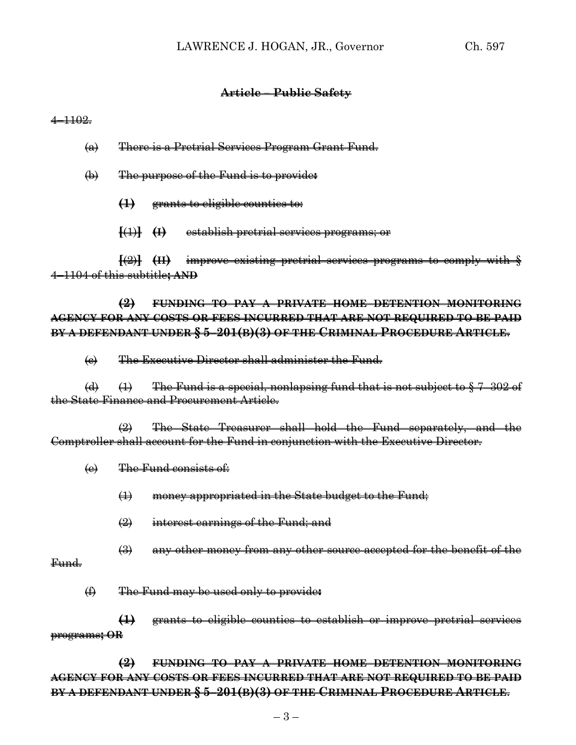~~**Article – Public Safety**~~

~~4–1102.~~

~~(a) There is a Pretrial Services Program Grant Fund.~~

~~(b) The purpose of the Fund is to provide**:**~~

~~**(1)** grants to eligible counties to:~~

~~**[**(1)**] (I)** establish pretrial services programs; or~~

~~**[**(2)**] (II)** improve existing pretrial services programs to comply with § 4–1104 of this subtitle**; AND**~~

~~**(2) FUNDING TO PAY A PRIVATE HOME DETENTION MONITORING AGENCY FOR ANY COSTS OR FEES INCURRED THAT ARE NOT REQUIRED TO BE PAID BY A DEFENDANT UNDER § 5–201(B)(3) OF THE CRIMINAL PROCEDURE ARTICLE.**~~

~~(c) The Executive Director shall administer the Fund.~~

~~(d) (1) The Fund is a special, nonlapsing fund that is not subject to § 7–302 of the State Finance and Procurement Article.~~

~~(2) The State Treasurer shall hold the Fund separately, and the Comptroller shall account for the Fund in conjunction with the Executive Director.~~

~~(e) The Fund consists of:~~

~~(1) money appropriated in the State budget to the Fund;~~

~~(2) interest earnings of the Fund; and~~

~~(3) any other money from any other source accepted for the benefit of the Fund.~~

~~(f) The Fund may be used only to provide**:**~~

~~**(1)** grants to eligible counties to establish or improve pretrial services programs**; OR**~~

~~**(2) FUNDING TO PAY A PRIVATE HOME DETENTION MONITORING AGENCY FOR ANY COSTS OR FEES INCURRED THAT ARE NOT REQUIRED TO BE PAID BY A DEFENDANT UNDER § 5–201(B)(3) OF THE CRIMINAL PROCEDURE ARTICLE**.~~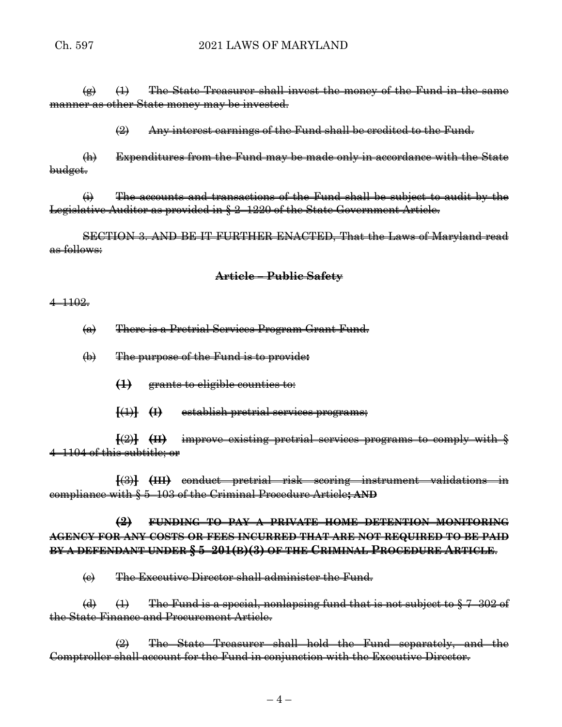~~(g) (1) The State Treasurer shall invest the money of the Fund in the same manner as other State money may be invested.~~

~~(2) Any interest earnings of the Fund shall be credited to the Fund.~~

~~(h) Expenditures from the Fund may be made only in accordance with the State budget.~~

~~(i) The accounts and transactions of the Fund shall be subject to audit by the Legislative Auditor as provided in § 2–1220 of the State Government Article.~~

~~SECTION 3. AND BE IT FURTHER ENACTED, That the Laws of Maryland read as follows:~~

**~~Article – Public Safety~~**

~~4–1102.~~

~~(a) There is a Pretrial Services Program Grant Fund.~~

~~(b) The purpose of the Fund is to provide~~**~~:~~**

**~~(1)~~** ~~grants to eligible counties to:~~

~~[(1)]~~ **~~(I)~~** ~~establish pretrial services programs;~~

~~[(2)]~~ **~~(II)~~** ~~improve existing pretrial services programs to comply with § 4–1104 of this subtitle; or~~

~~[(3)]~~ **~~(III)~~** ~~conduct pretrial risk scoring instrument validations in compliance with § 5–103 of the Criminal Procedure Article~~**~~; AND~~**

**~~(2) FUNDING TO PAY A PRIVATE HOME DETENTION MONITORING AGENCY FOR ANY COSTS OR FEES INCURRED THAT ARE NOT REQUIRED TO BE PAID BY A DEFENDANT UNDER § 5–201(B)(3) OF THE CRIMINAL PROCEDURE ARTICLE~~**~~.~~

~~(c) The Executive Director shall administer the Fund.~~

~~(d) (1) The Fund is a special, nonlapsing fund that is not subject to § 7–302 of the State Finance and Procurement Article.~~

~~(2) The State Treasurer shall hold the Fund separately, and the Comptroller shall account for the Fund in conjunction with the Executive Director.~~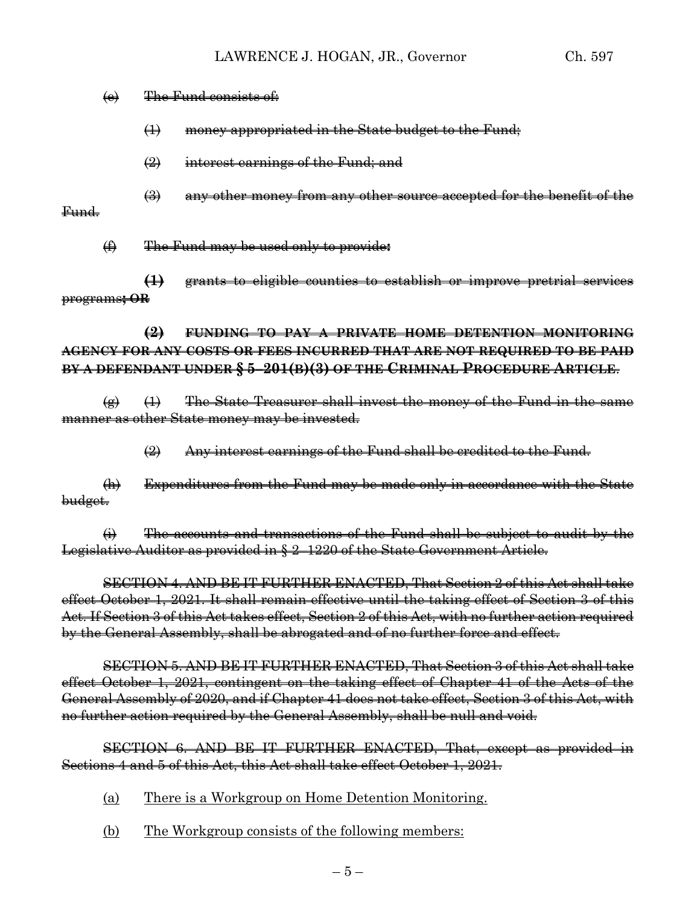~~(e) The Fund consists of:~~

~~(1) money appropriated in the State budget to the Fund;~~

~~(2) interest earnings of the Fund; and~~

~~(3) any other money from any other source accepted for the benefit of the Fund.~~

~~(f) The Fund may be used only to provide:~~

~~**(1)** grants to eligible counties to establish or improve pretrial services programs**; OR**~~

~~**(2) FUNDING TO PAY A PRIVATE HOME DETENTION MONITORING AGENCY FOR ANY COSTS OR FEES INCURRED THAT ARE NOT REQUIRED TO BE PAID BY A DEFENDANT UNDER § 5–201(B)(3) OF THE CRIMINAL PROCEDURE ARTICLE**.~~

~~(g) (1) The State Treasurer shall invest the money of the Fund in the same manner as other State money may be invested.~~

~~(2) Any interest earnings of the Fund shall be credited to the Fund.~~

~~(h) Expenditures from the Fund may be made only in accordance with the State budget.~~

~~(i) The accounts and transactions of the Fund shall be subject to audit by the Legislative Auditor as provided in § 2–1220 of the State Government Article.~~

~~SECTION 4. AND BE IT FURTHER ENACTED, That Section 2 of this Act shall take effect October 1, 2021. It shall remain effective until the taking effect of Section 3 of this Act. If Section 3 of this Act takes effect, Section 2 of this Act, with no further action required by the General Assembly, shall be abrogated and of no further force and effect.~~

~~SECTION 5. AND BE IT FURTHER ENACTED, That Section 3 of this Act shall take effect October 1, 2021, contingent on the taking effect of Chapter 41 of the Acts of the General Assembly of 2020, and if Chapter 41 does not take effect, Section 3 of this Act, with no further action required by the General Assembly, shall be null and void.~~

~~SECTION 6. AND BE IT FURTHER ENACTED, That, except as provided in Sections 4 and 5 of this Act, this Act shall take effect October 1, 2021.~~

<u>(a) There is a Workgroup on Home Detention Monitoring.</u>

<u>(b) The Workgroup consists of the following members:</u>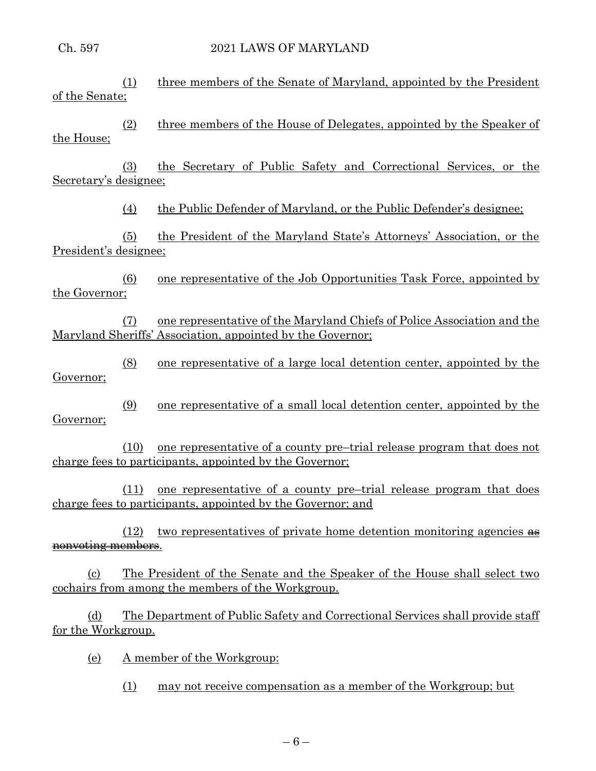(1) three members of the Senate of Maryland, appointed by the President of the Senate;

(2) three members of the House of Delegates, appointed by the Speaker of the House;

(3) the Secretary of Public Safety and Correctional Services, or the Secretary's designee;

(4) the Public Defender of Maryland, or the Public Defender's designee;

(5) the President of the Maryland State's Attorneys' Association, or the President's designee;

(6) one representative of the Job Opportunities Task Force, appointed by the Governor;

(7) one representative of the Maryland Chiefs of Police Association and the Maryland Sheriffs' Association, appointed by the Governor;

(8) one representative of a large local detention center, appointed by the Governor;

(9) one representative of a small local detention center, appointed by the Governor;

(10) one representative of a county pre–trial release program that does not charge fees to participants, appointed by the Governor;

(11) one representative of a county pre–trial release program that does charge fees to participants, appointed by the Governor; and

(12) two representatives of private home detention monitoring agencies ~~as nonvoting members~~.

(c) The President of the Senate and the Speaker of the House shall select two cochairs from among the members of the Workgroup.

(d) The Department of Public Safety and Correctional Services shall provide staff for the Workgroup.

(e) A member of the Workgroup:

(1) may not receive compensation as a member of the Workgroup; but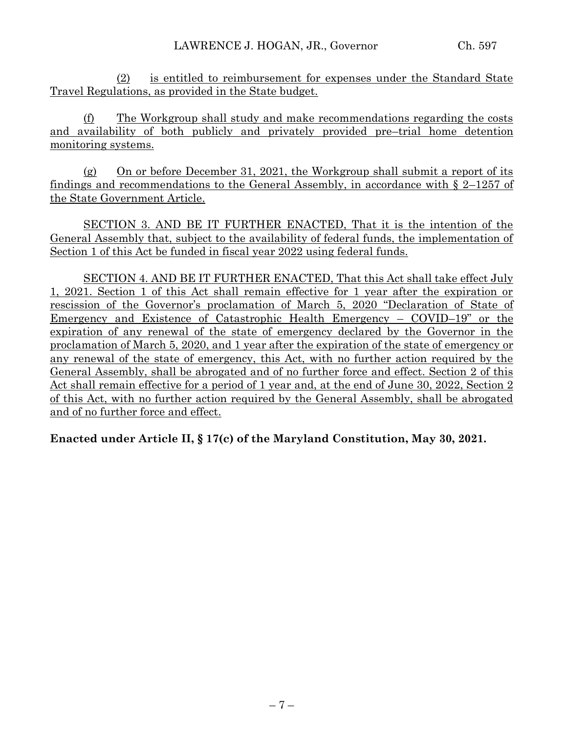(2) is entitled to reimbursement for expenses under the Standard State Travel Regulations, as provided in the State budget.

(f) The Workgroup shall study and make recommendations regarding the costs and availability of both publicly and privately provided pre–trial home detention monitoring systems.

(g) On or before December 31, 2021, the Workgroup shall submit a report of its findings and recommendations to the General Assembly, in accordance with § 2–1257 of the State Government Article.

SECTION 3. AND BE IT FURTHER ENACTED, That it is the intention of the General Assembly that, subject to the availability of federal funds, the implementation of Section 1 of this Act be funded in fiscal year 2022 using federal funds.

SECTION 4. AND BE IT FURTHER ENACTED, That this Act shall take effect July 1, 2021. Section 1 of this Act shall remain effective for 1 year after the expiration or rescission of the Governor's proclamation of March 5, 2020 "Declaration of State of Emergency and Existence of Catastrophic Health Emergency – COVID–19" or the expiration of any renewal of the state of emergency declared by the Governor in the proclamation of March 5, 2020, and 1 year after the expiration of the state of emergency or any renewal of the state of emergency, this Act, with no further action required by the General Assembly, shall be abrogated and of no further force and effect. Section 2 of this Act shall remain effective for a period of 1 year and, at the end of June 30, 2022, Section 2 of this Act, with no further action required by the General Assembly, shall be abrogated and of no further force and effect.

**Enacted under Article II, § 17(c) of the Maryland Constitution, May 30, 2021.**